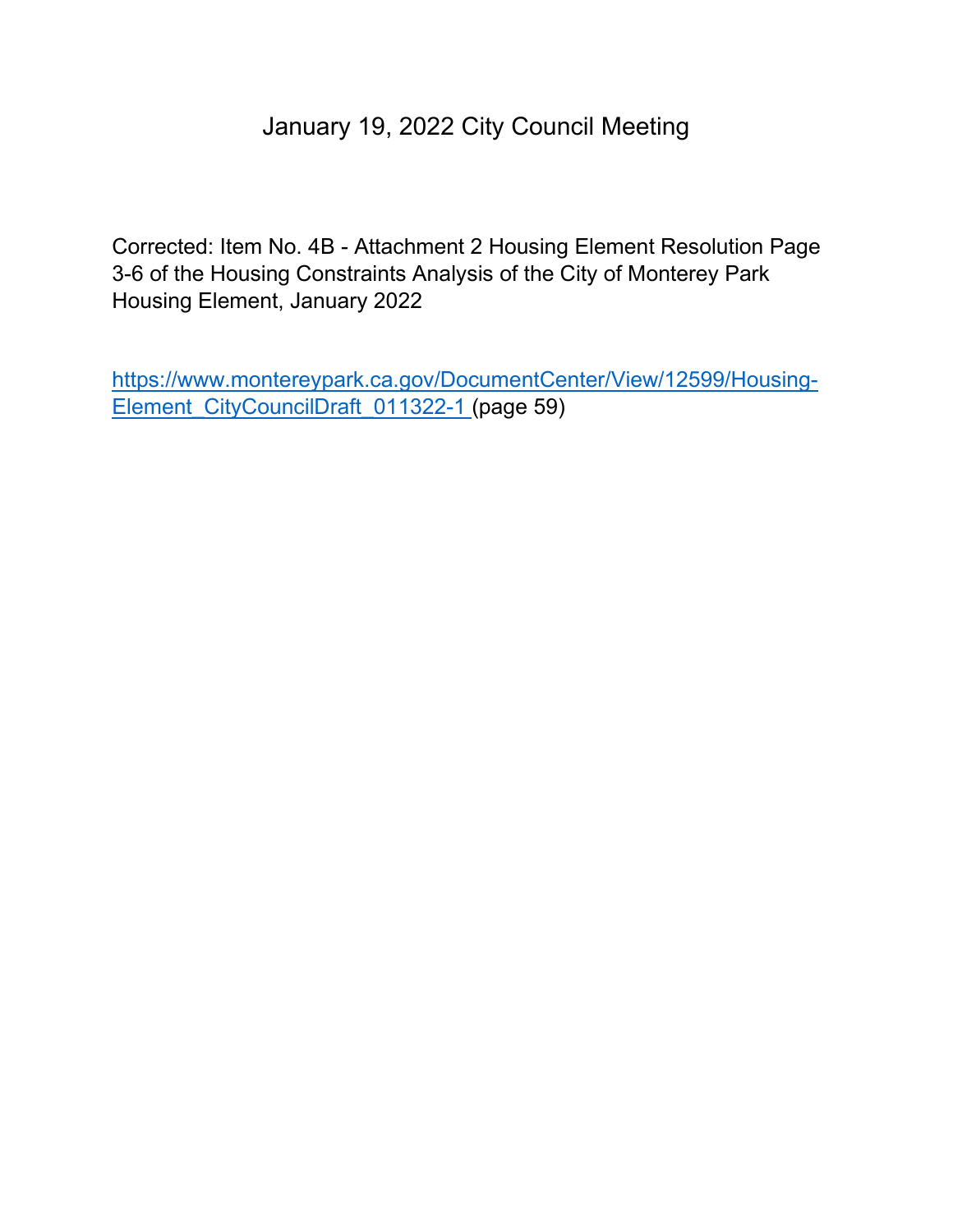# January 19, 2022 City Council Meeting

Corrected: Item No. 4B - Attachment 2 Housing Element Resolution Page 3-6 of the Housing Constraints Analysis of the City of Monterey Park Housing Element, January 2022

[https://www.montereypark.ca.gov/DocumentCenter/View/12599/Housing-Element_CityCouncilDraft_011322-1](https://www.montereypark.ca.gov/DocumentCenter/View/12599/Housing-Element_CityCouncilDraft_011322-1) (page 59)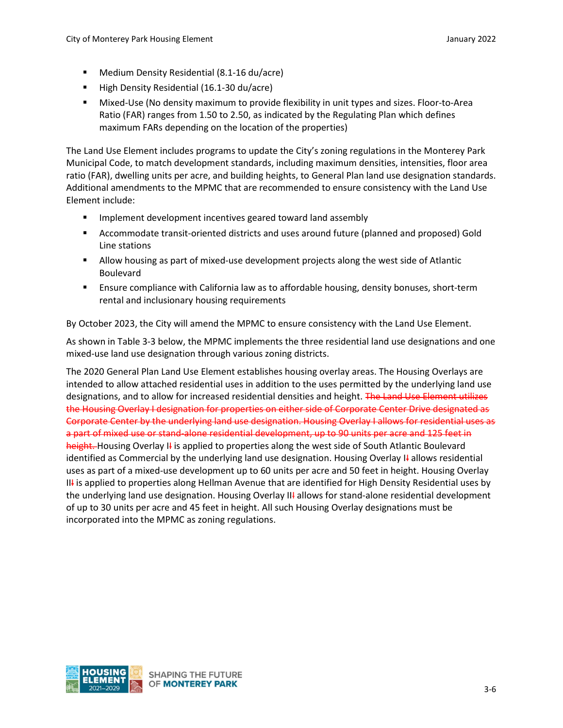- Medium Density Residential (8.1-16 du/acre)
- High Density Residential (16.1-30 du/acre)
- Mixed-Use (No density maximum to provide flexibility in unit types and sizes. Floor-to-Area Ratio (FAR) ranges from 1.50 to 2.50, as indicated by the Regulating Plan which defines maximum FARs depending on the location of the properties)

The Land Use Element includes programs to update the City's zoning regulations in the Monterey Park Municipal Code, to match development standards, including maximum densities, intensities, floor area ratio (FAR), dwelling units per acre, and building heights, to General Plan land use designation standards. Additional amendments to the MPMC that are recommended to ensure consistency with the Land Use Element include:

- Implement development incentives geared toward land assembly
- Accommodate transit-oriented districts and uses around future (planned and proposed) Gold Line stations
- Allow housing as part of mixed-use development projects along the west side of Atlantic Boulevard
- Ensure compliance with California law as to affordable housing, density bonuses, short-term rental and inclusionary housing requirements

By October 2023, the City will amend the MPMC to ensure consistency with the Land Use Element.

As shown in Table 3-3 below, the MPMC implements the three residential land use designations and one mixed-use land use designation through various zoning districts.

The 2020 General Plan Land Use Element establishes housing overlay areas. The Housing Overlays are intended to allow attached residential uses in addition to the uses permitted by the underlying land use designations, and to allow for increased residential densities and height. ~~The Land Use Element utilizes the Housing Overlay I designation for properties on either side of Corporate Center Drive designated as Corporate Center by the underlying land use designation. Housing Overlay I allows for residential uses as a part of mixed use or stand-alone residential development, up to 90 units per acre and 125 feet in height.~~ Housing Overlay I~~I~~ is applied to properties along the west side of South Atlantic Boulevard identified as Commercial by the underlying land use designation. Housing Overlay I~~I~~ allows residential uses as part of a mixed-use development up to 60 units per acre and 50 feet in height. Housing Overlay II~~I~~ is applied to properties along Hellman Avenue that are identified for High Density Residential uses by the underlying land use designation. Housing Overlay II~~I~~ allows for stand-alone residential development of up to 30 units per acre and 45 feet in height. All such Housing Overlay designations must be incorporated into the MPMC as zoning regulations.